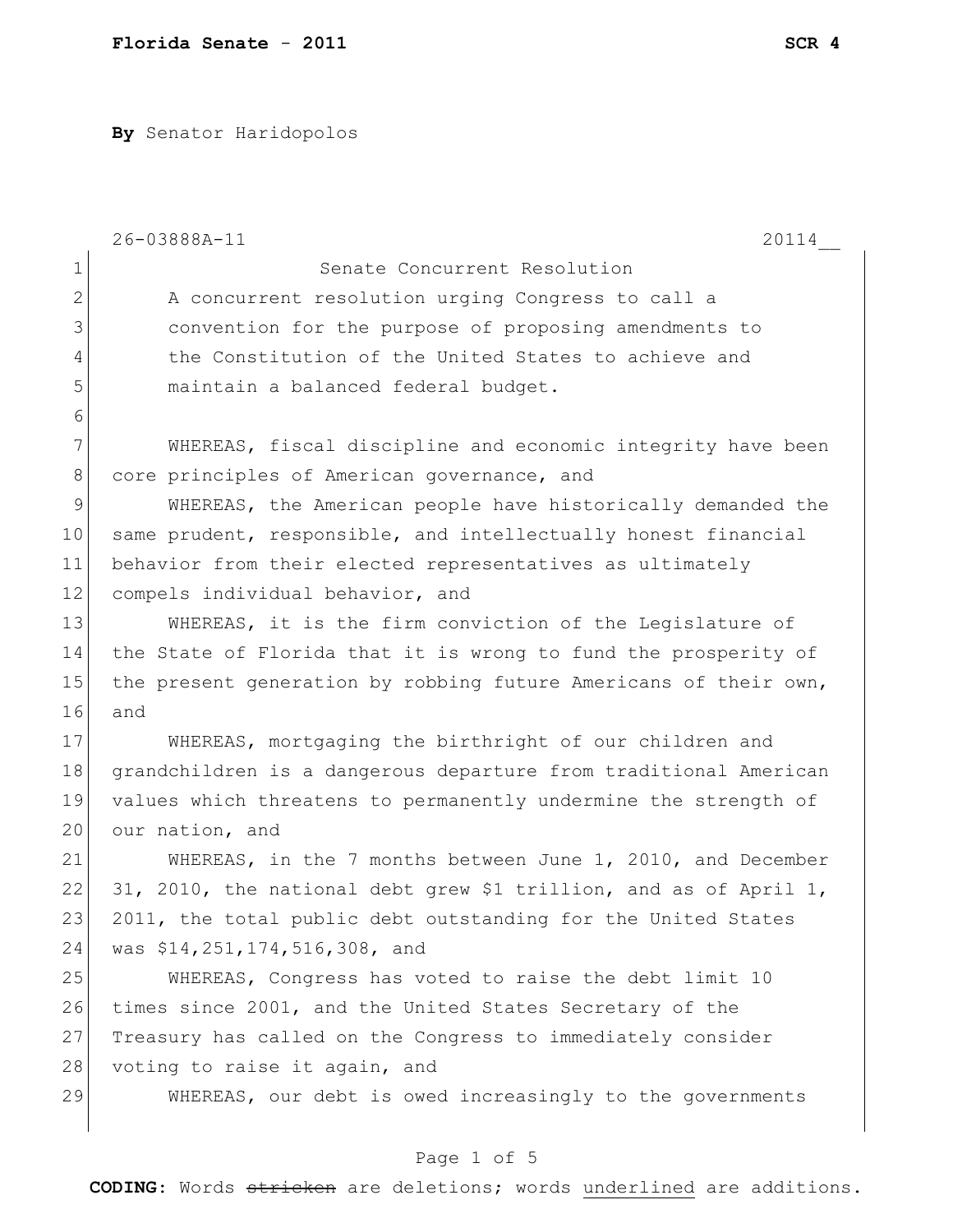**By** Senator Haridopolos

26-03888A-11 20114__

Senate Concurrent Resolution

A concurrent resolution urging Congress to call a convention for the purpose of proposing amendments to the Constitution of the United States to achieve and maintain a balanced federal budget.

WHEREAS, fiscal discipline and economic integrity have been core principles of American governance, and

WHEREAS, the American people have historically demanded the same prudent, responsible, and intellectually honest financial behavior from their elected representatives as ultimately compels individual behavior, and

WHEREAS, it is the firm conviction of the Legislature of the State of Florida that it is wrong to fund the prosperity of the present generation by robbing future Americans of their own, and

WHEREAS, mortgaging the birthright of our children and grandchildren is a dangerous departure from traditional American values which threatens to permanently undermine the strength of our nation, and

WHEREAS, in the 7 months between June 1, 2010, and December 31, 2010, the national debt grew $1 trillion, and as of April 1, 2011, the total public debt outstanding for the United States was $14,251,174,516,308, and

WHEREAS, Congress has voted to raise the debt limit 10 times since 2001, and the United States Secretary of the Treasury has called on the Congress to immediately consider voting to raise it again, and

WHEREAS, our debt is owed increasingly to the governments

**CODING:** Words ~~stricken~~ are deletions; words <u>underlined</u> are additions.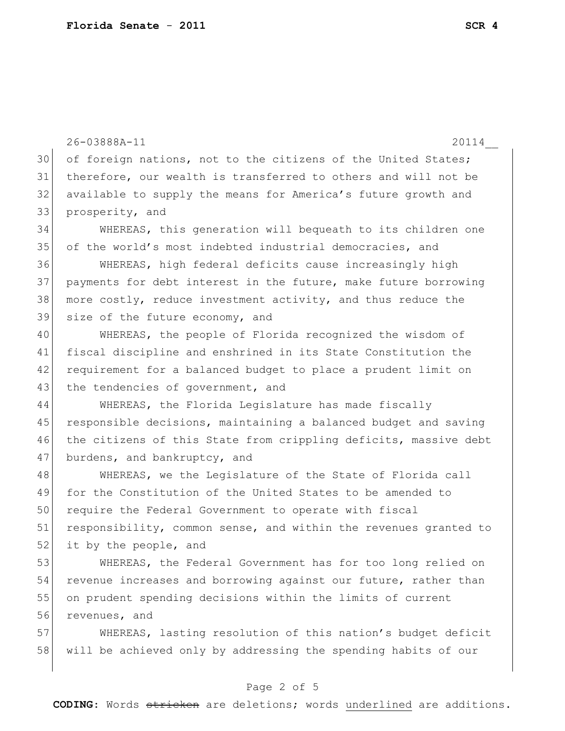of foreign nations, not to the citizens of the United States; therefore, our wealth is transferred to others and will not be available to supply the means for America's future growth and prosperity, and

WHEREAS, this generation will bequeath to its children one of the world's most indebted industrial democracies, and

WHEREAS, high federal deficits cause increasingly high payments for debt interest in the future, make future borrowing more costly, reduce investment activity, and thus reduce the size of the future economy, and

WHEREAS, the people of Florida recognized the wisdom of fiscal discipline and enshrined in its State Constitution the requirement for a balanced budget to place a prudent limit on the tendencies of government, and

WHEREAS, the Florida Legislature has made fiscally responsible decisions, maintaining a balanced budget and saving the citizens of this State from crippling deficits, massive debt burdens, and bankruptcy, and

WHEREAS, we the Legislature of the State of Florida call for the Constitution of the United States to be amended to require the Federal Government to operate with fiscal responsibility, common sense, and within the revenues granted to it by the people, and

WHEREAS, the Federal Government has for too long relied on revenue increases and borrowing against our future, rather than on prudent spending decisions within the limits of current revenues, and

WHEREAS, lasting resolution of this nation's budget deficit will be achieved only by addressing the spending habits of our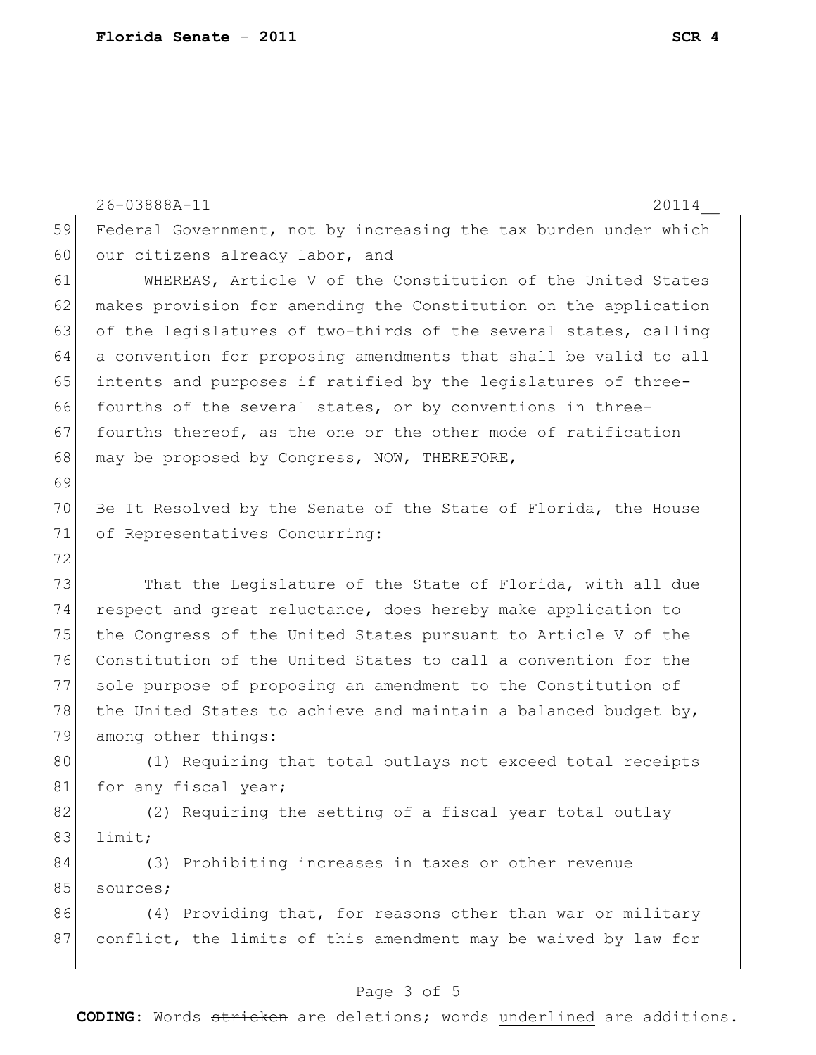Federal Government, not by increasing the tax burden under which our citizens already labor, and

WHEREAS, Article V of the Constitution of the United States makes provision for amending the Constitution on the application of the legislatures of two-thirds of the several states, calling a convention for proposing amendments that shall be valid to all intents and purposes if ratified by the legislatures of three-fourths of the several states, or by conventions in three-fourths thereof, as the one or the other mode of ratification may be proposed by Congress, NOW, THEREFORE,

Be It Resolved by the Senate of the State of Florida, the House of Representatives Concurring:

That the Legislature of the State of Florida, with all due respect and great reluctance, does hereby make application to the Congress of the United States pursuant to Article V of the Constitution of the United States to call a convention for the sole purpose of proposing an amendment to the Constitution of the United States to achieve and maintain a balanced budget by, among other things:

(1) Requiring that total outlays not exceed total receipts for any fiscal year;

(2) Requiring the setting of a fiscal year total outlay limit;

(3) Prohibiting increases in taxes or other revenue sources;

(4) Providing that, for reasons other than war or military conflict, the limits of this amendment may be waived by law for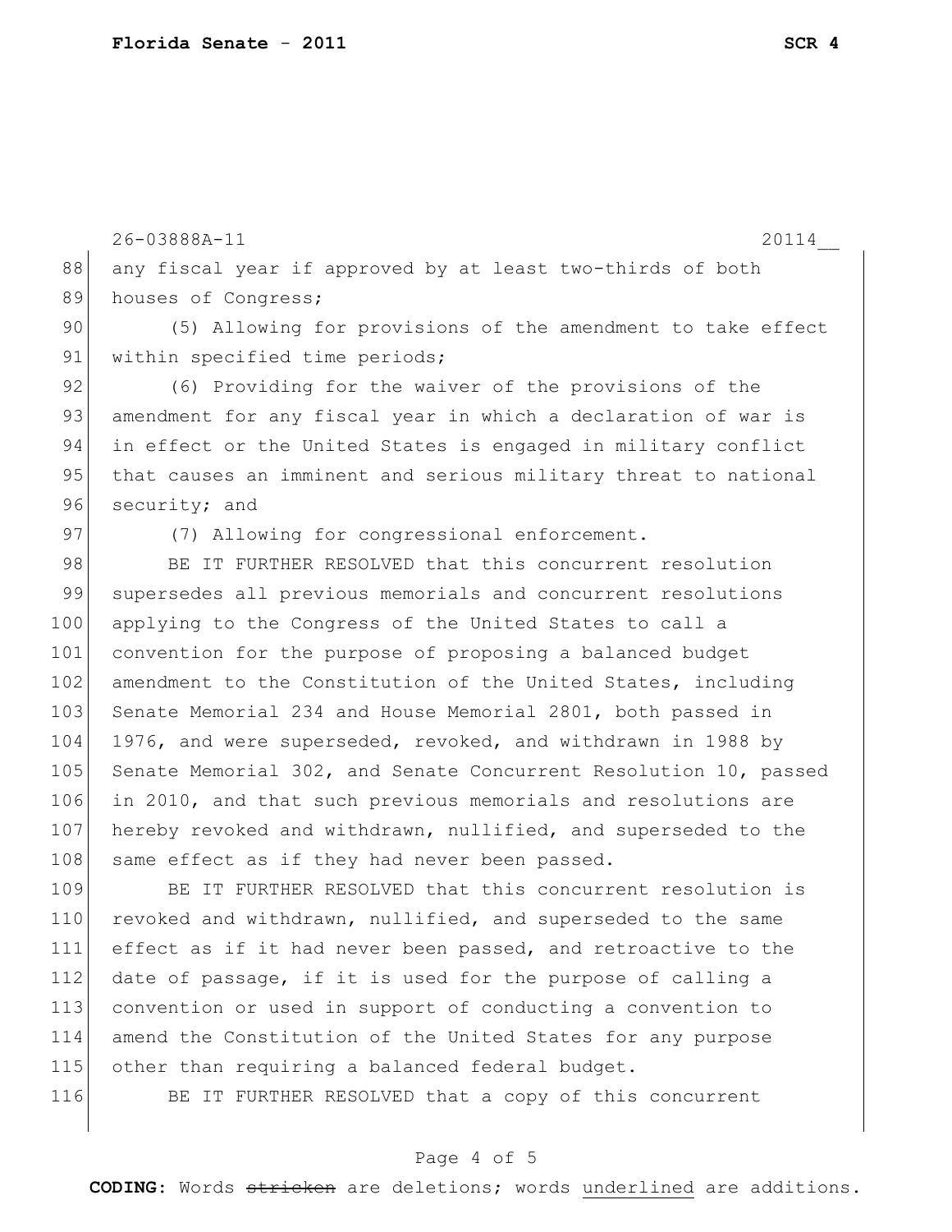any fiscal year if approved by at least two-thirds of both houses of Congress;

(5) Allowing for provisions of the amendment to take effect within specified time periods;

(6) Providing for the waiver of the provisions of the amendment for any fiscal year in which a declaration of war is in effect or the United States is engaged in military conflict that causes an imminent and serious military threat to national security; and

(7) Allowing for congressional enforcement.

BE IT FURTHER RESOLVED that this concurrent resolution supersedes all previous memorials and concurrent resolutions applying to the Congress of the United States to call a convention for the purpose of proposing a balanced budget amendment to the Constitution of the United States, including Senate Memorial 234 and House Memorial 2801, both passed in 1976, and were superseded, revoked, and withdrawn in 1988 by Senate Memorial 302, and Senate Concurrent Resolution 10, passed in 2010, and that such previous memorials and resolutions are hereby revoked and withdrawn, nullified, and superseded to the same effect as if they had never been passed.

BE IT FURTHER RESOLVED that this concurrent resolution is revoked and withdrawn, nullified, and superseded to the same effect as if it had never been passed, and retroactive to the date of passage, if it is used for the purpose of calling a convention or used in support of conducting a convention to amend the Constitution of the United States for any purpose other than requiring a balanced federal budget.

BE IT FURTHER RESOLVED that a copy of this concurrent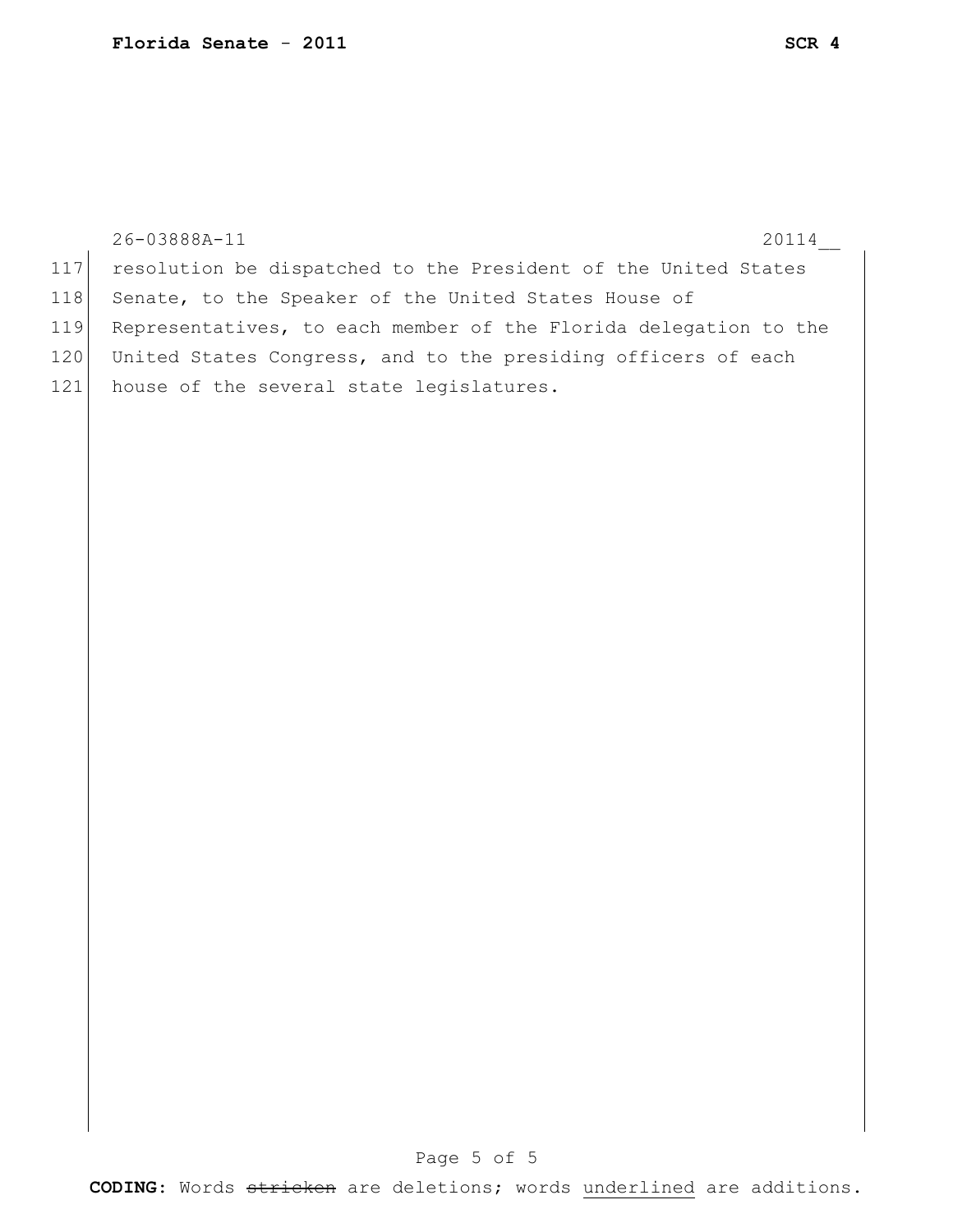resolution be dispatched to the President of the United States Senate, to the Speaker of the United States House of Representatives, to each member of the Florida delegation to the United States Congress, and to the presiding officers of each house of the several state legislatures.